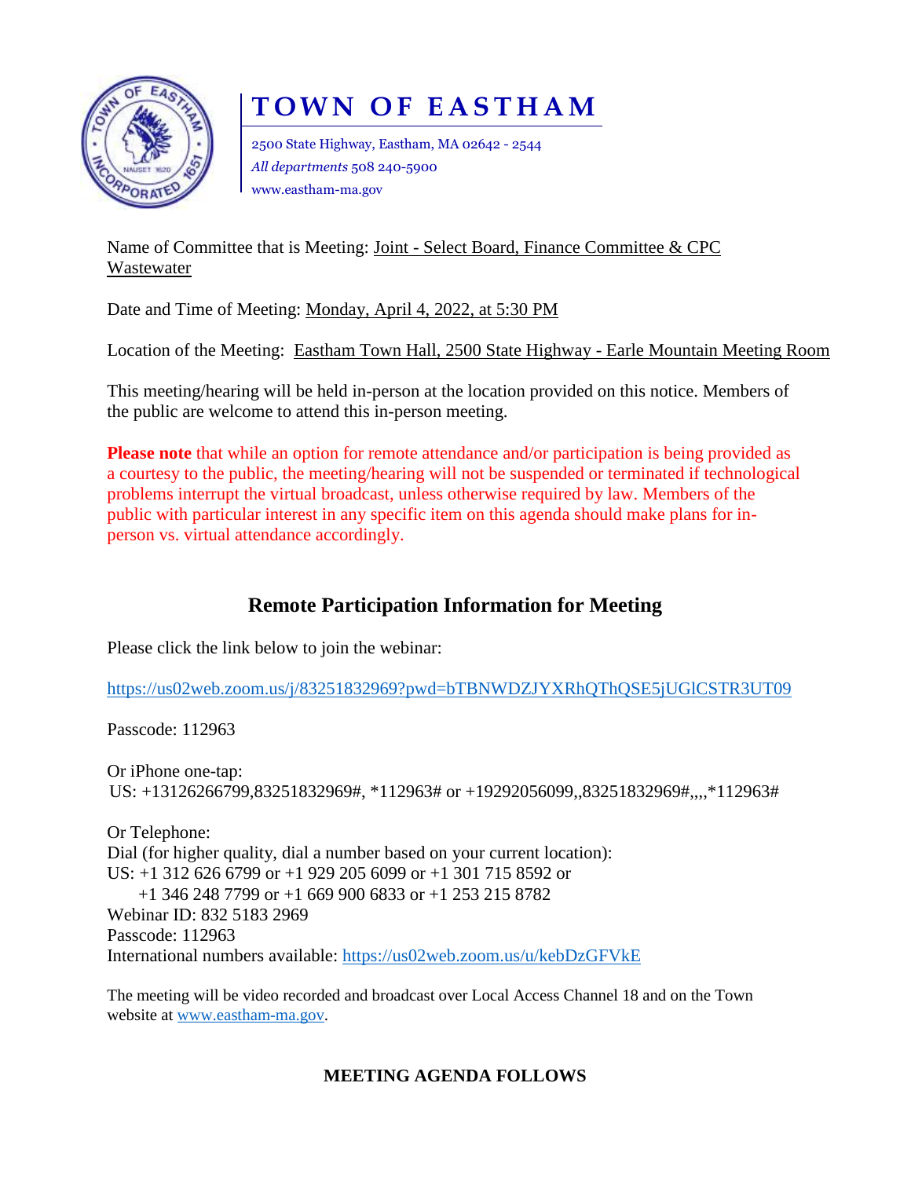# TOWN OF EASTHAM

2500 State Highway, Eastham, MA 02642 - 2544
*All departments* 508 240-5900
www.eastham-ma.gov

Name of Committee that is Meeting: Joint - Select Board, Finance Committee & CPC Wastewater

Date and Time of Meeting: Monday, April 4, 2022, at 5:30 PM

Location of the Meeting: Eastham Town Hall, 2500 State Highway - Earle Mountain Meeting Room

This meeting/hearing will be held in-person at the location provided on this notice. Members of the public are welcome to attend this in-person meeting.

**Please note** that while an option for remote attendance and/or participation is being provided as a courtesy to the public, the meeting/hearing will not be suspended or terminated if technological problems interrupt the virtual broadcast, unless otherwise required by law. Members of the public with particular interest in any specific item on this agenda should make plans for in-person vs. virtual attendance accordingly.

## Remote Participation Information for Meeting

Please click the link below to join the webinar:

https://us02web.zoom.us/j/83251832969?pwd=bTBNWDZJYXRhQThQSE5jUGlCSTR3UT09

Passcode: 112963

Or iPhone one-tap:
US: +13126266799,83251832969#, *112963# or +19292056099,,83251832969#,,,,*112963#

Or Telephone:
Dial (for higher quality, dial a number based on your current location):
US: +1 312 626 6799 or +1 929 205 6099 or +1 301 715 8592 or
+1 346 248 7799 or +1 669 900 6833 or +1 253 215 8782
Webinar ID: 832 5183 2969
Passcode: 112963
International numbers available: https://us02web.zoom.us/u/kebDzGFVkE

The meeting will be video recorded and broadcast over Local Access Channel 18 and on the Town website at www.eastham-ma.gov.

**MEETING AGENDA FOLLOWS**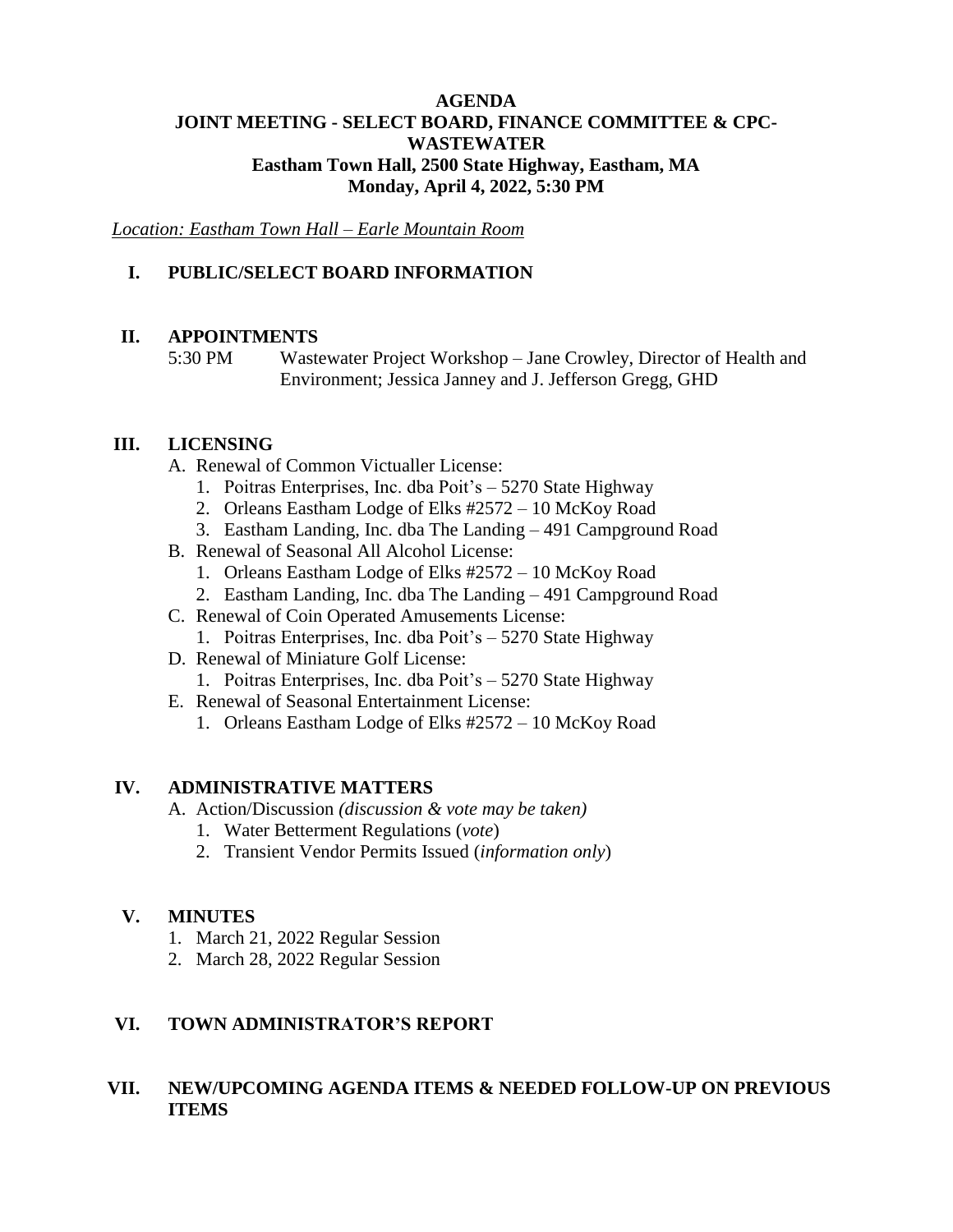**AGENDA**
**JOINT MEETING - SELECT BOARD, FINANCE COMMITTEE & CPC-WASTEWATER**
**Eastham Town Hall, 2500 State Highway, Eastham, MA**
**Monday, April 4, 2022, 5:30 PM**

*Location: Eastham Town Hall – Earle Mountain Room*

## I. PUBLIC/SELECT BOARD INFORMATION

## II. APPOINTMENTS

5:30 PM Wastewater Project Workshop – Jane Crowley, Director of Health and Environment; Jessica Janney and J. Jefferson Gregg, GHD

## III. LICENSING

A. Renewal of Common Victualler License:
   1. Poitras Enterprises, Inc. dba Poit's – 5270 State Highway
   2. Orleans Eastham Lodge of Elks #2572 – 10 McKoy Road
   3. Eastham Landing, Inc. dba The Landing – 491 Campground Road

B. Renewal of Seasonal All Alcohol License:
   1. Orleans Eastham Lodge of Elks #2572 – 10 McKoy Road
   2. Eastham Landing, Inc. dba The Landing – 491 Campground Road

C. Renewal of Coin Operated Amusements License:
   1. Poitras Enterprises, Inc. dba Poit's – 5270 State Highway

D. Renewal of Miniature Golf License:
   1. Poitras Enterprises, Inc. dba Poit's – 5270 State Highway

E. Renewal of Seasonal Entertainment License:
   1. Orleans Eastham Lodge of Elks #2572 – 10 McKoy Road

## IV. ADMINISTRATIVE MATTERS

A. Action/Discussion *(discussion & vote may be taken)*
   1. Water Betterment Regulations (*vote*)
   2. Transient Vendor Permits Issued (*information only*)

## V. MINUTES

1. March 21, 2022 Regular Session
2. March 28, 2022 Regular Session

## VI. TOWN ADMINISTRATOR'S REPORT

## VII. NEW/UPCOMING AGENDA ITEMS & NEEDED FOLLOW-UP ON PREVIOUS ITEMS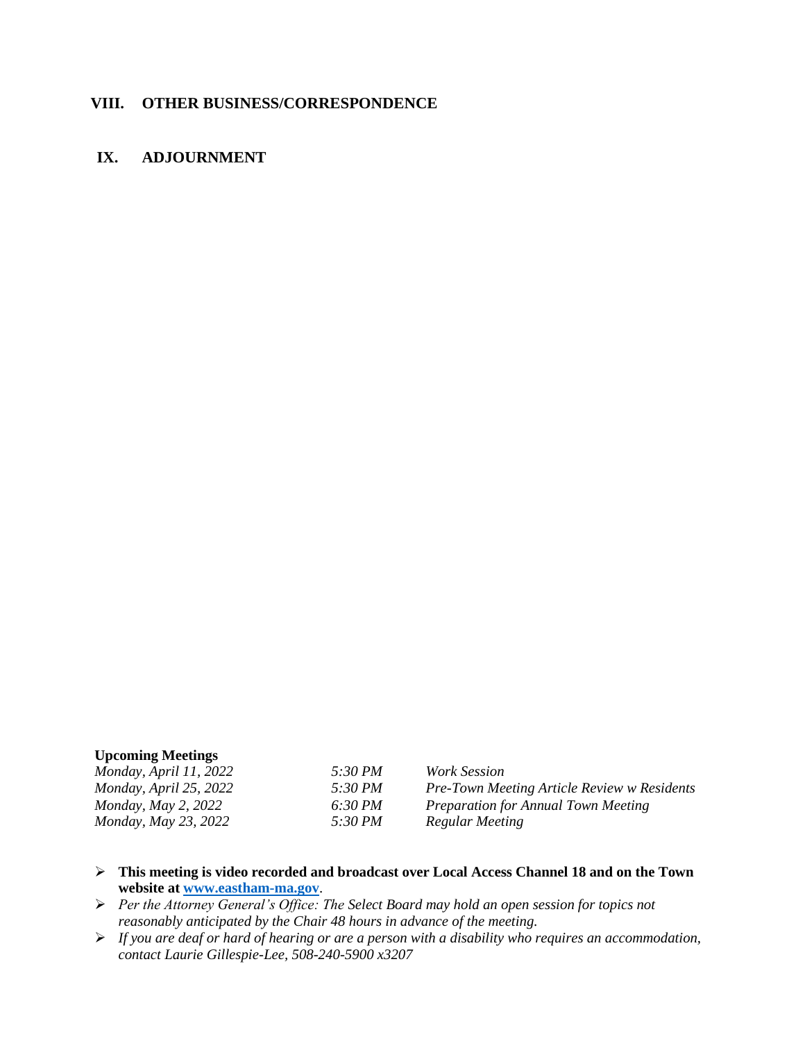## VIII. OTHER BUSINESS/CORRESPONDENCE

## IX. ADJOURNMENT

**Upcoming Meetings**

| | | |
|---|---|---|
| *Monday, April 11, 2022* | *5:30 PM* | *Work Session* |
| *Monday, April 25, 2022* | *5:30 PM* | *Pre-Town Meeting Article Review w Residents* |
| *Monday, May 2, 2022* | *6:30 PM* | *Preparation for Annual Town Meeting* |
| *Monday, May 23, 2022* | *5:30 PM* | *Regular Meeting* |

- **This meeting is video recorded and broadcast over Local Access Channel 18 and on the Town website at www.eastham-ma.gov**.
- *Per the Attorney General's Office: The Select Board may hold an open session for topics not reasonably anticipated by the Chair 48 hours in advance of the meeting.*
- *If you are deaf or hard of hearing or are a person with a disability who requires an accommodation, contact Laurie Gillespie-Lee, 508-240-5900 x3207*